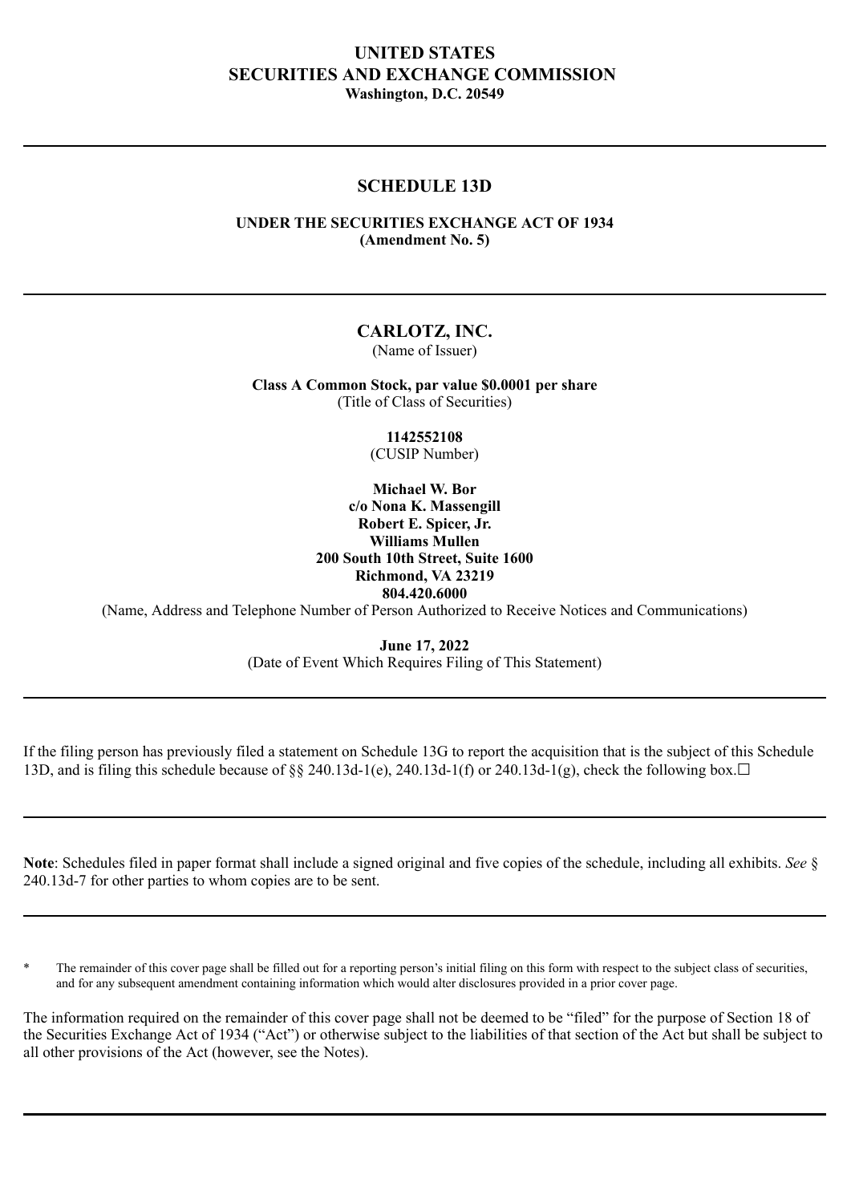# UNITED STATES
# SECURITIES AND EXCHANGE COMMISSION
**Washington, D.C. 20549**

---

## SCHEDULE 13D

**UNDER THE SECURITIES EXCHANGE ACT OF 1934**
**(Amendment No. 5)**

---

**CARLOTZ, INC.**
(Name of Issuer)

**Class A Common Stock, par value $0.0001 per share**
(Title of Class of Securities)

**1142552108**
(CUSIP Number)

**Michael W. Bor**
**c/o Nona K. Massengill**
**Robert E. Spicer, Jr.**
**Williams Mullen**
**200 South 10th Street, Suite 1600**
**Richmond, VA 23219**
**804.420.6000**
(Name, Address and Telephone Number of Person Authorized to Receive Notices and Communications)

**June 17, 2022**
(Date of Event Which Requires Filing of This Statement)

---

If the filing person has previously filed a statement on Schedule 13G to report the acquisition that is the subject of this Schedule 13D, and is filing this schedule because of §§ 240.13d-1(e), 240.13d-1(f) or 240.13d-1(g), check the following box.☐

---

**Note**: Schedules filed in paper format shall include a signed original and five copies of the schedule, including all exhibits. *See* § 240.13d-7 for other parties to whom copies are to be sent.

---

\* The remainder of this cover page shall be filled out for a reporting person's initial filing on this form with respect to the subject class of securities, and for any subsequent amendment containing information which would alter disclosures provided in a prior cover page.

The information required on the remainder of this cover page shall not be deemed to be "filed" for the purpose of Section 18 of the Securities Exchange Act of 1934 ("Act") or otherwise subject to the liabilities of that section of the Act but shall be subject to all other provisions of the Act (however, see the Notes).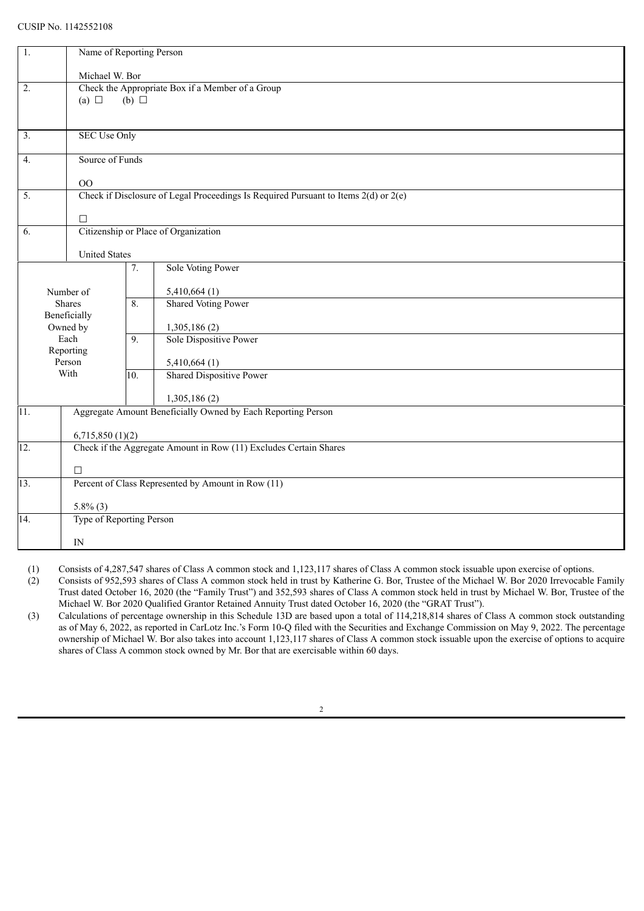CUSIP No. 1142552108

| 1. | Name of Reporting Person<br><br>Michael W. Bor | | |
|---|---|---|---|
| 2. | Check the Appropriate Box if a Member of a Group<br>(a) ☐ (b) ☐ | | |
| 3. | SEC Use Only | | |
| 4. | Source of Funds<br><br>OO | | |
| 5. | Check if Disclosure of Legal Proceedings Is Required Pursuant to Items 2(d) or 2(e)<br><br>☐ | | |
| 6. | Citizenship or Place of Organization<br><br>United States | | |
| Number of Shares Beneficially Owned by Each Reporting Person With | | 7. | Sole Voting Power<br><br>5,410,664 (1) |
| | | 8. | Shared Voting Power<br><br>1,305,186 (2) |
| | | 9. | Sole Dispositive Power<br><br>5,410,664 (1) |
| | | 10. | Shared Dispositive Power<br><br>1,305,186 (2) |
| 11. | Aggregate Amount Beneficially Owned by Each Reporting Person<br><br>6,715,850 (1)(2) | | |
| 12. | Check if the Aggregate Amount in Row (11) Excludes Certain Shares<br><br>☐ | | |
| 13. | Percent of Class Represented by Amount in Row (11)<br><br>5.8% (3) | | |
| 14. | Type of Reporting Person<br><br>IN | | |

(1) Consists of 4,287,547 shares of Class A common stock and 1,123,117 shares of Class A common stock issuable upon exercise of options.

(2) Consists of 952,593 shares of Class A common stock held in trust by Katherine G. Bor, Trustee of the Michael W. Bor 2020 Irrevocable Family Trust dated October 16, 2020 (the "Family Trust") and 352,593 shares of Class A common stock held in trust by Michael W. Bor, Trustee of the Michael W. Bor 2020 Qualified Grantor Retained Annuity Trust dated October 16, 2020 (the "GRAT Trust").

(3) Calculations of percentage ownership in this Schedule 13D are based upon a total of 114,218,814 shares of Class A common stock outstanding as of May 6, 2022, as reported in CarLotz Inc.'s Form 10-Q filed with the Securities and Exchange Commission on May 9, 2022. The percentage ownership of Michael W. Bor also takes into account 1,123,117 shares of Class A common stock issuable upon the exercise of options to acquire shares of Class A common stock owned by Mr. Bor that are exercisable within 60 days.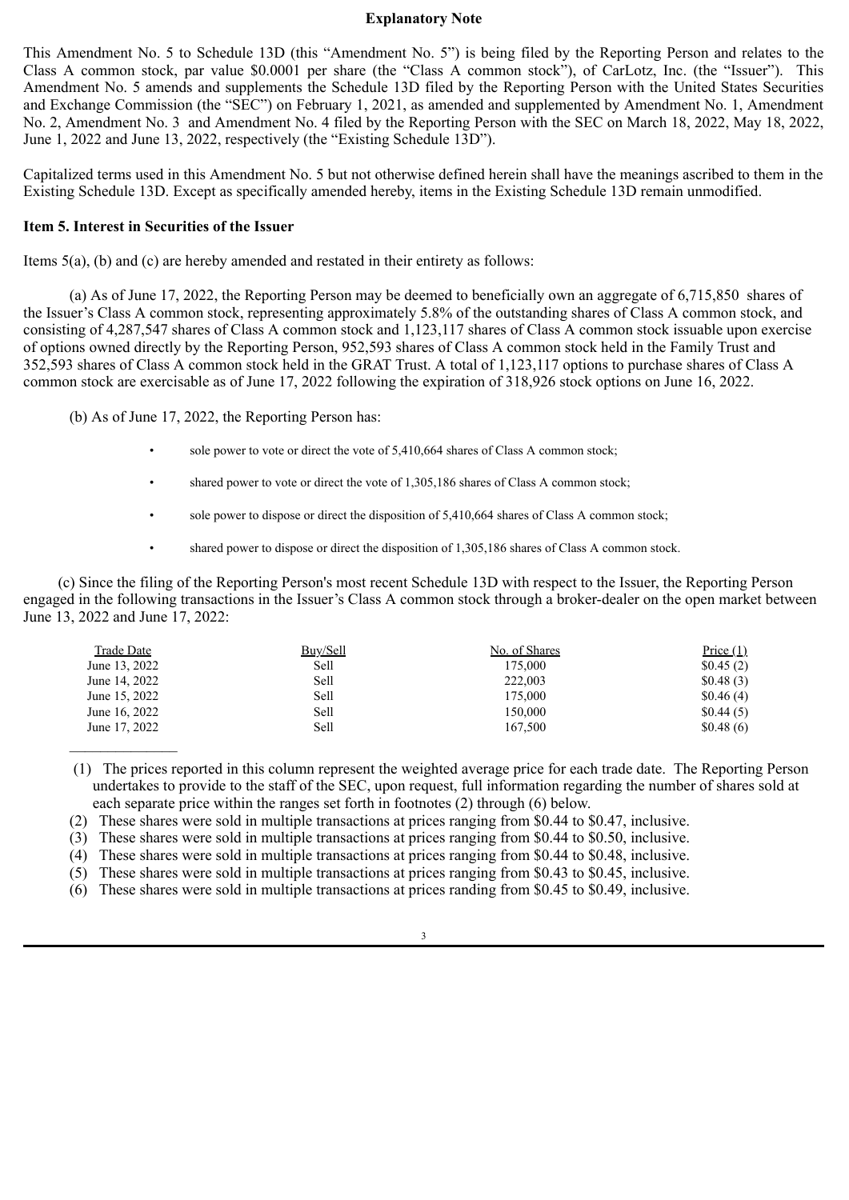**Explanatory Note**

This Amendment No. 5 to Schedule 13D (this "Amendment No. 5") is being filed by the Reporting Person and relates to the Class A common stock, par value $0.0001 per share (the "Class A common stock"), of CarLotz, Inc. (the "Issuer"). This Amendment No. 5 amends and supplements the Schedule 13D filed by the Reporting Person with the United States Securities and Exchange Commission (the "SEC") on February 1, 2021, as amended and supplemented by Amendment No. 1, Amendment No. 2, Amendment No. 3 and Amendment No. 4 filed by the Reporting Person with the SEC on March 18, 2022, May 18, 2022, June 1, 2022 and June 13, 2022, respectively (the "Existing Schedule 13D").

Capitalized terms used in this Amendment No. 5 but not otherwise defined herein shall have the meanings ascribed to them in the Existing Schedule 13D. Except as specifically amended hereby, items in the Existing Schedule 13D remain unmodified.

**Item 5. Interest in Securities of the Issuer**

Items 5(a), (b) and (c) are hereby amended and restated in their entirety as follows:

(a) As of June 17, 2022, the Reporting Person may be deemed to beneficially own an aggregate of 6,715,850 shares of the Issuer's Class A common stock, representing approximately 5.8% of the outstanding shares of Class A common stock, and consisting of 4,287,547 shares of Class A common stock and 1,123,117 shares of Class A common stock issuable upon exercise of options owned directly by the Reporting Person, 952,593 shares of Class A common stock held in the Family Trust and 352,593 shares of Class A common stock held in the GRAT Trust. A total of 1,123,117 options to purchase shares of Class A common stock are exercisable as of June 17, 2022 following the expiration of 318,926 stock options on June 16, 2022.

(b) As of June 17, 2022, the Reporting Person has:

- sole power to vote or direct the vote of 5,410,664 shares of Class A common stock;
- shared power to vote or direct the vote of 1,305,186 shares of Class A common stock;
- sole power to dispose or direct the disposition of 5,410,664 shares of Class A common stock;
- shared power to dispose or direct the disposition of 1,305,186 shares of Class A common stock.

(c) Since the filing of the Reporting Person's most recent Schedule 13D with respect to the Issuer, the Reporting Person engaged in the following transactions in the Issuer's Class A common stock through a broker-dealer on the open market between June 13, 2022 and June 17, 2022:

| Trade Date | Buy/Sell | No. of Shares | Price (1) |
|---|---|---|---|
| June 13, 2022 | Sell | 175,000 | $0.45 (2) |
| June 14, 2022 | Sell | 222,003 | $0.48 (3) |
| June 15, 2022 | Sell | 175,000 | $0.46 (4) |
| June 16, 2022 | Sell | 150,000 | $0.44 (5) |
| June 17, 2022 | Sell | 167,500 | $0.48 (6) |

(1) The prices reported in this column represent the weighted average price for each trade date. The Reporting Person undertakes to provide to the staff of the SEC, upon request, full information regarding the number of shares sold at each separate price within the ranges set forth in footnotes (2) through (6) below.

(2) These shares were sold in multiple transactions at prices ranging from $0.44 to $0.47, inclusive.

(3) These shares were sold in multiple transactions at prices ranging from $0.44 to $0.50, inclusive.

(4) These shares were sold in multiple transactions at prices ranging from $0.44 to $0.48, inclusive.

(5) These shares were sold in multiple transactions at prices ranging from $0.43 to $0.45, inclusive.

(6) These shares were sold in multiple transactions at prices randing from $0.45 to $0.49, inclusive.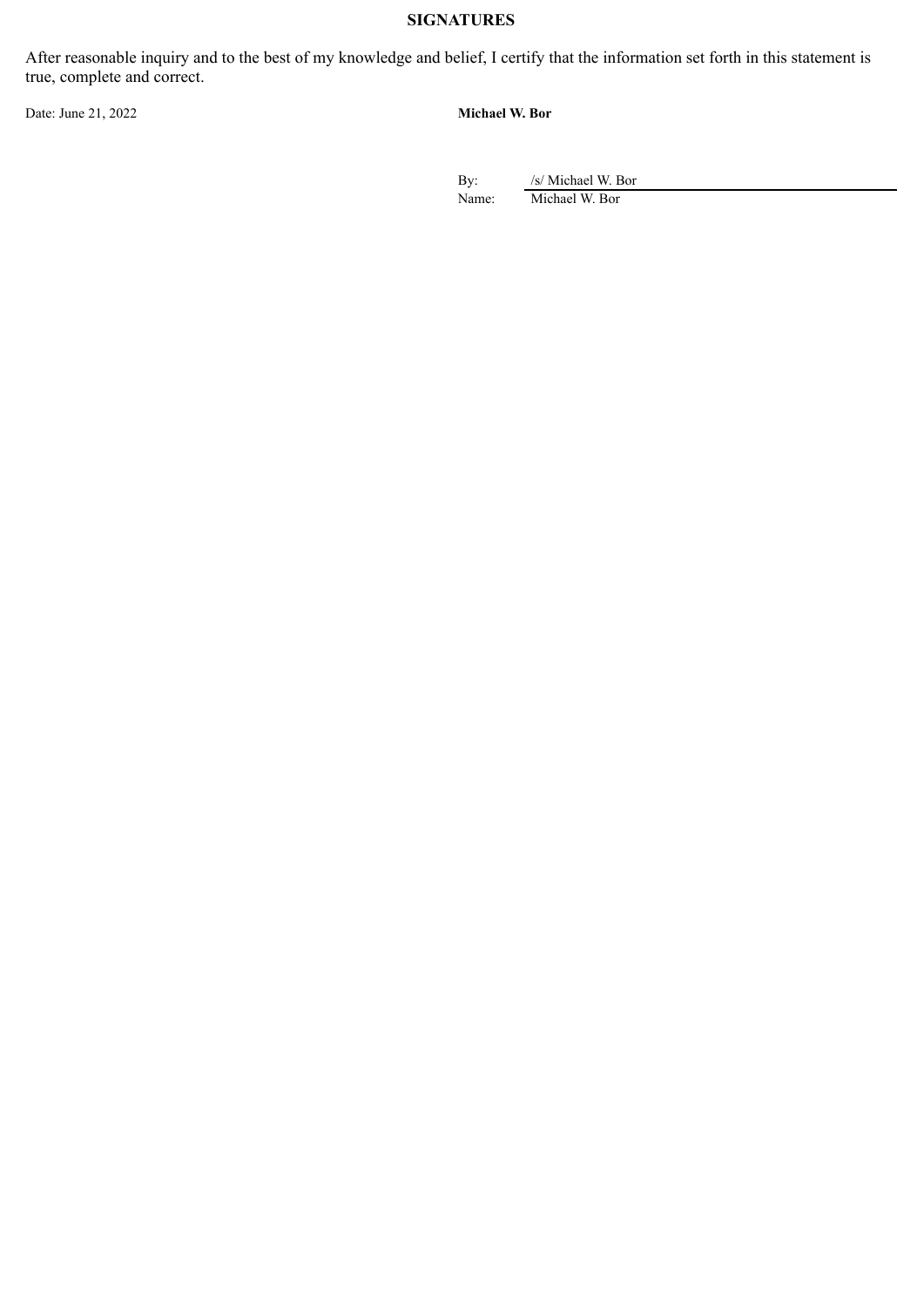**SIGNATURES**

After reasonable inquiry and to the best of my knowledge and belief, I certify that the information set forth in this statement is true, complete and correct.

Date: June 21, 2022

**Michael W. Bor**

By: /s/ Michael W. Bor

Name: Michael W. Bor